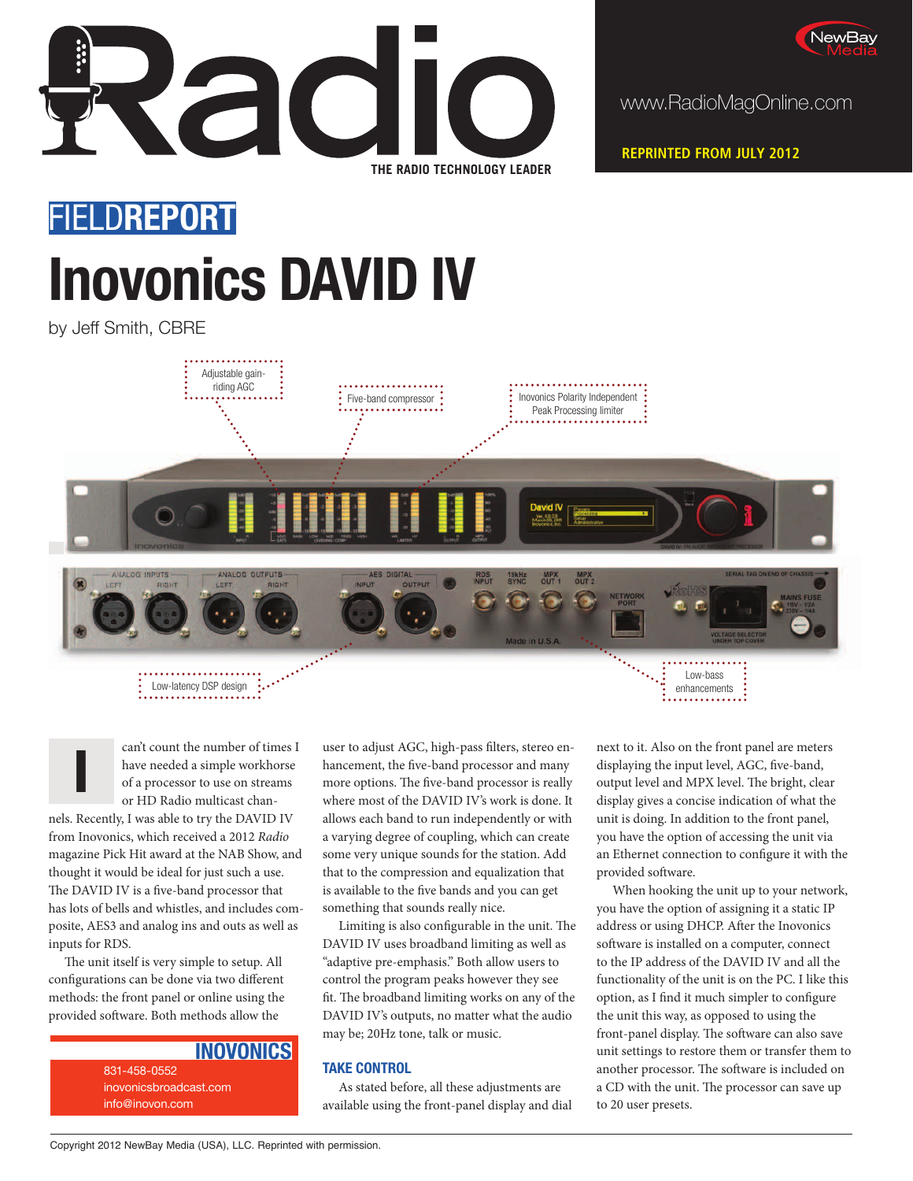# Radio

THE RADIO TECHNOLOGY LEADER

www.RadioMagOnline.com

REPRINTED FROM JULY 2012

FIELD**REPORT**

# Inovonics DAVID IV

by Jeff Smith, CBRE

Adjustable gain-riding AGC

Five-band compressor

Inovonics Polarity Independent Peak Processing limiter

Low-latency DSP design

Low-bass enhancements

I can't count the number of times I have needed a simple workhorse of a processor to use on streams or HD Radio multicast channels. Recently, I was able to try the DAVID IV from Inovonics, which received a 2012 *Radio* magazine Pick Hit award at the NAB Show, and thought it would be ideal for just such a use. The DAVID IV is a five-band processor that has lots of bells and whistles, and includes composite, AES3 and analog ins and outs as well as inputs for RDS.

The unit itself is very simple to setup. All configurations can be done via two different methods: the front panel or online using the provided software. Both methods allow the user to adjust AGC, high-pass filters, stereo enhancement, the five-band processor and many more options. The five-band processor is really where most of the DAVID IV's work is done. It allows each band to run independently or with a varying degree of coupling, which can create some very unique sounds for the station. Add that to the compression and equalization that is available to the five bands and you can get something that sounds really nice.

Limiting is also configurable in the unit. The DAVID IV uses broadband limiting as well as "adaptive pre-emphasis." Both allow users to control the program peaks however they see fit. The broadband limiting works on any of the DAVID IV's outputs, no matter what the audio may be; 20Hz tone, talk or music.

## TAKE CONTROL

As stated before, all these adjustments are available using the front-panel display and dial next to it. Also on the front panel are meters displaying the input level, AGC, five-band, output level and MPX level. The bright, clear display gives a concise indication of what the unit is doing. In addition to the front panel, you have the option of accessing the unit via an Ethernet connection to configure it with the provided software.

When hooking the unit up to your network, you have the option of assigning it a static IP address or using DHCP. After the Inovonics software is installed on a computer, connect to the IP address of the DAVID IV and all the functionality of the unit is on the PC. I like this option, as I find it much simpler to configure the unit this way, as opposed to using the front-panel display. The software can also save unit settings to restore them or transfer them to another processor. The software is included on a CD with the unit. The processor can save up to 20 user presets.

**INOVONICS**
831-458-0552
inovonicsbroadcast.com
info@inovon.com

Copyright 2012 NewBay Media (USA), LLC. Reprinted with permission.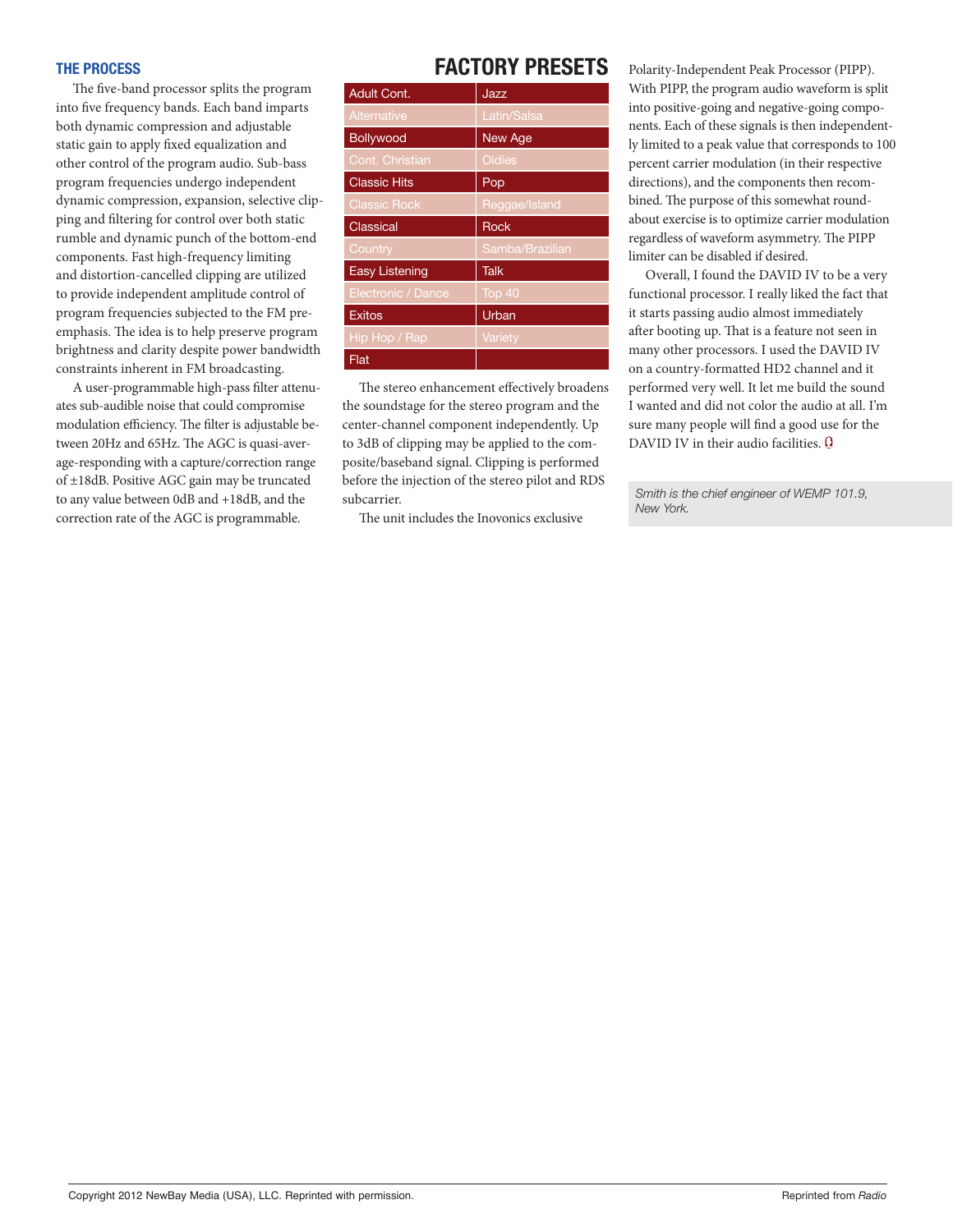### THE PROCESS

The five-band processor splits the program into five frequency bands. Each band imparts both dynamic compression and adjustable static gain to apply fixed equalization and other control of the program audio. Sub-bass program frequencies undergo independent dynamic compression, expansion, selective clipping and filtering for control over both static rumble and dynamic punch of the bottom-end components. Fast high-frequency limiting and distortion-cancelled clipping are utilized to provide independent amplitude control of program frequencies subjected to the FM pre-emphasis. The idea is to help preserve program brightness and clarity despite power bandwidth constraints inherent in FM broadcasting.

A user-programmable high-pass filter attenuates sub-audible noise that could compromise modulation efficiency. The filter is adjustable between 20Hz and 65Hz. The AGC is quasi-average-responding with a capture/correction range of ±18dB. Positive AGC gain may be truncated to any value between 0dB and +18dB, and the correction rate of the AGC is programmable.

## FACTORY PRESETS

| | |
|---|---|
| Adult Cont. | Jazz |
| Alternative | Latin/Salsa |
| Bollywood | New Age |
| Cont. Christian | Oldies |
| Classic Hits | Pop |
| Classic Rock | Reggae/Island |
| Classical | Rock |
| Country | Samba/Brazilian |
| Easy Listening | Talk |
| Electronic / Dance | Top 40 |
| Exitos | Urban |
| Hip Hop / Rap | Variety |
| Flat | |

The stereo enhancement effectively broadens the soundstage for the stereo program and the center-channel component independently. Up to 3dB of clipping may be applied to the composite/baseband signal. Clipping is performed before the injection of the stereo pilot and RDS subcarrier.

The unit includes the Inovonics exclusive Polarity-Independent Peak Processor (PIPP). With PIPP, the program audio waveform is split into positive-going and negative-going components. Each of these signals is then independently limited to a peak value that corresponds to 100 percent carrier modulation (in their respective directions), and the components then recombined. The purpose of this somewhat roundabout exercise is to optimize carrier modulation regardless of waveform asymmetry. The PIPP limiter can be disabled if desired.

Overall, I found the DAVID IV to be a very functional processor. I really liked the fact that it starts passing audio almost immediately after booting up. That is a feature not seen in many other processors. I used the DAVID IV on a country-formatted HD2 channel and it performed very well. It let me build the sound I wanted and did not color the audio at all. I'm sure many people will find a good use for the DAVID IV in their audio facilities.

*Smith is the chief engineer of WEMP 101.9, New York.*

Copyright 2012 NewBay Media (USA), LLC. Reprinted with permission. Reprinted from *Radio*